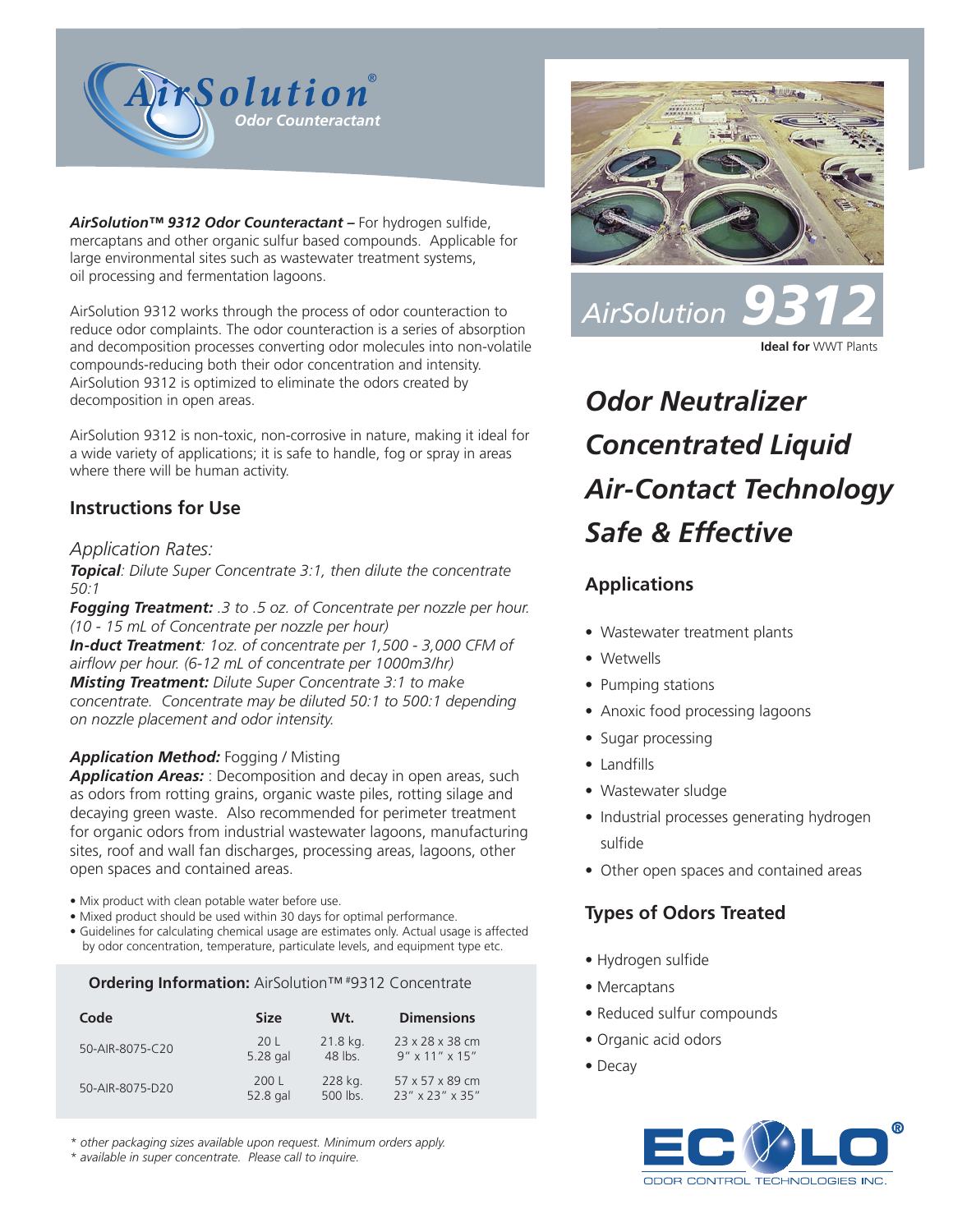# AirSolution®

Odor Counteractant

***AirSolution™ 9312 Odor Counteractant –*** For hydrogen sulfide, mercaptans and other organic sulfur based compounds. Applicable for large environmental sites such as wastewater treatment systems, oil processing and fermentation lagoons.

AirSolution 9312 works through the process of odor counteraction to reduce odor complaints. The odor counteraction is a series of absorption and decomposition processes converting odor molecules into non-volatile compounds-reducing both their odor concentration and intensity. AirSolution 9312 is optimized to eliminate the odors created by decomposition in open areas.

AirSolution 9312 is non-toxic, non-corrosive in nature, making it ideal for a wide variety of applications; it is safe to handle, fog or spray in areas where there will be human activity.

## Instructions for Use

*Application Rates:*

***Topical****: Dilute Super Concentrate 3:1, then dilute the concentrate 50:1*

***Fogging Treatment:*** *.3 to .5 oz. of Concentrate per nozzle per hour. (10 - 15 mL of Concentrate per nozzle per hour)*

***In-duct Treatment****: 1oz. of concentrate per 1,500 - 3,000 CFM of airflow per hour. (6-12 mL of concentrate per 1000m3/hr)*

***Misting Treatment:*** *Dilute Super Concentrate 3:1 to make concentrate. Concentrate may be diluted 50:1 to 500:1 depending on nozzle placement and odor intensity.*

***Application Method:*** Fogging / Misting

***Application Areas:*** : Decomposition and decay in open areas, such as odors from rotting grains, organic waste piles, rotting silage and decaying green waste. Also recommended for perimeter treatment for organic odors from industrial wastewater lagoons, manufacturing sites, roof and wall fan discharges, processing areas, lagoons, other open spaces and contained areas.

- Mix product with clean potable water before use.
- Mixed product should be used within 30 days for optimal performance.
- Guidelines for calculating chemical usage are estimates only. Actual usage is affected by odor concentration, temperature, particulate levels, and equipment type etc.

**Ordering Information:** AirSolution™ #9312 Concentrate

| Code | Size | Wt. | Dimensions |
|---|---|---|---|
| 50-AIR-8075-C20 | 20 L<br>5.28 gal | 21.8 kg.<br>48 lbs. | 23 x 28 x 38 cm<br>9" x 11" x 15" |
| 50-AIR-8075-D20 | 200 L<br>52.8 gal | 228 kg.<br>500 lbs. | 57 x 57 x 89 cm<br>23" x 23" x 35" |

*\* other packaging sizes available upon request. Minimum orders apply.*
*\* available in super concentrate. Please call to inquire.*

AirSolution **9312**

**Ideal for** WWT Plants

## *Odor Neutralizer*
## *Concentrated Liquid*
## *Air-Contact Technology*
## *Safe & Effective*

### Applications

- Wastewater treatment plants
- Wetwells
- Pumping stations
- Anoxic food processing lagoons
- Sugar processing
- Landfills
- Wastewater sludge
- Industrial processes generating hydrogen sulfide
- Other open spaces and contained areas

### Types of Odors Treated

- Hydrogen sulfide
- Mercaptans
- Reduced sulfur compounds
- Organic acid odors
- Decay

ECOLO®
ODOR CONTROL TECHNOLOGIES INC.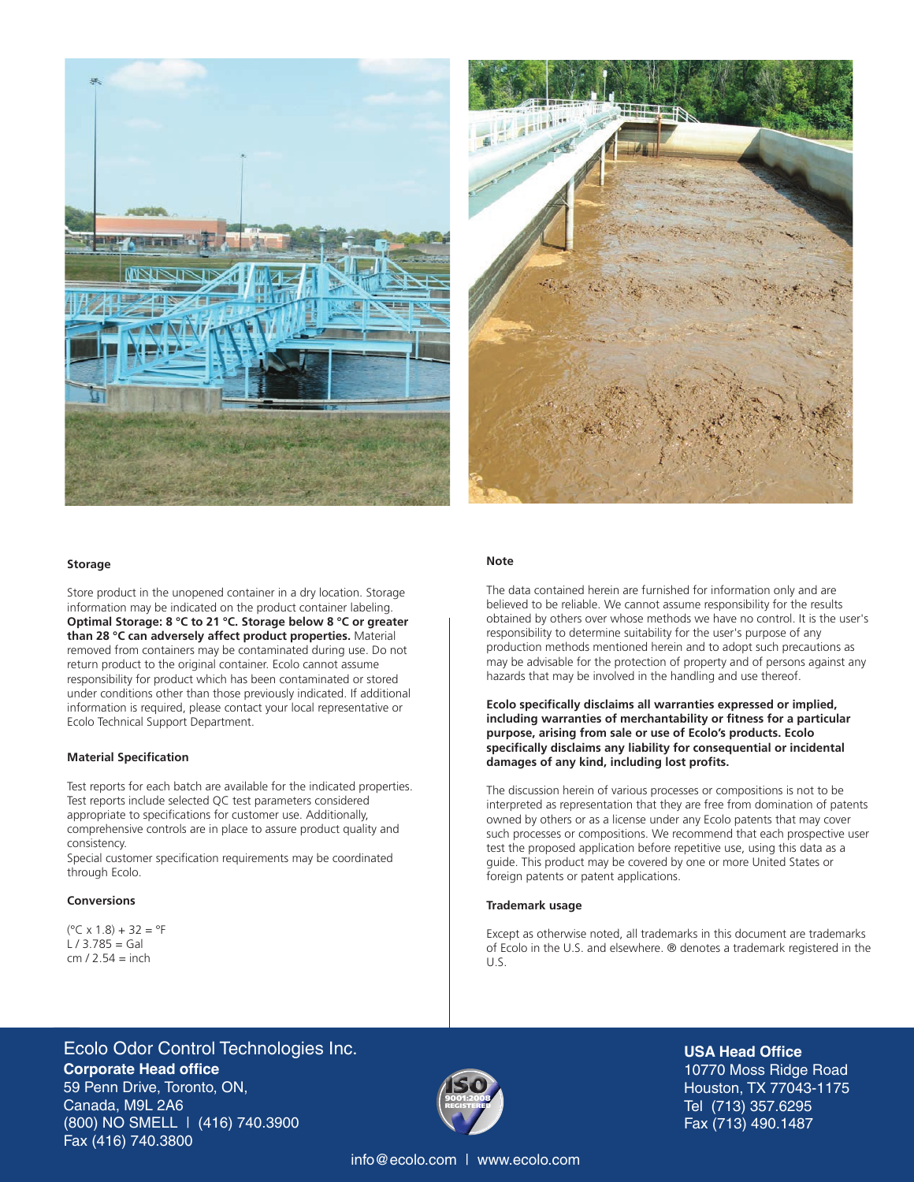### Storage

Store product in the unopened container in a dry location. Storage information may be indicated on the product container labeling. **Optimal Storage: 8 °C to 21 °C. Storage below 8 °C or greater than 28 °C can adversely affect product properties.** Material removed from containers may be contaminated during use. Do not return product to the original container. Ecolo cannot assume responsibility for product which has been contaminated or stored under conditions other than those previously indicated. If additional information is required, please contact your local representative or Ecolo Technical Support Department.

### Material Specification

Test reports for each batch are available for the indicated properties. Test reports include selected QC test parameters considered appropriate to specifications for customer use. Additionally, comprehensive controls are in place to assure product quality and consistency.
Special customer specification requirements may be coordinated through Ecolo.

### Conversions

(°C x 1.8) + 32 = °F
L / 3.785 = Gal
cm / 2.54 = inch

### Note

The data contained herein are furnished for information only and are believed to be reliable. We cannot assume responsibility for the results obtained by others over whose methods we have no control. It is the user's responsibility to determine suitability for the user's purpose of any production methods mentioned herein and to adopt such precautions as may be advisable for the protection of property and of persons against any hazards that may be involved in the handling and use thereof.

**Ecolo specifically disclaims all warranties expressed or implied, including warranties of merchantability or fitness for a particular purpose, arising from sale or use of Ecolo's products. Ecolo specifically disclaims any liability for consequential or incidental damages of any kind, including lost profits.**

The discussion herein of various processes or compositions is not to be interpreted as representation that they are free from domination of patents owned by others or as a license under any Ecolo patents that may cover such processes or compositions. We recommend that each prospective user test the proposed application before repetitive use, using this data as a guide. This product may be covered by one or more United States or foreign patents or patent applications.

### Trademark usage

Except as otherwise noted, all trademarks in this document are trademarks of Ecolo in the U.S. and elsewhere. ® denotes a trademark registered in the U.S.

Ecolo Odor Control Technologies Inc.
**Corporate Head office**
59 Penn Drive, Toronto, ON,
Canada, M9L 2A6
(800) NO SMELL | (416) 740.3900
Fax (416) 740.3800

ISO 9001:2008 REGISTERED

**USA Head Office**
10770 Moss Ridge Road
Houston, TX 77043-1175
Tel (713) 357.6295
Fax (713) 490.1487

info@ecolo.com | www.ecolo.com